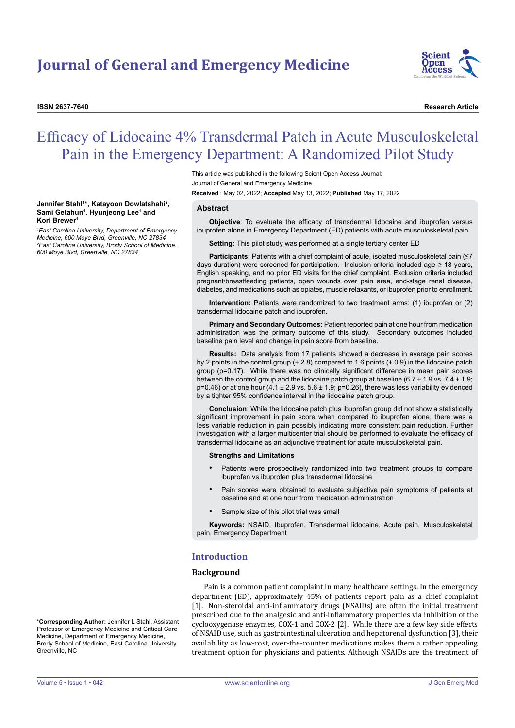# Journal of General and Emergency Medicine

**ISSN 2637-7640** **Research Article**

# Efficacy of Lidocaine 4% Transdermal Patch in Acute Musculoskeletal Pain in the Emergency Department: A Randomized Pilot Study

This article was published in the following Scient Open Access Journal:
Journal of General and Emergency Medicine

**Received** : May 02, 2022; **Accepted** May 13, 2022; **Published** May 17, 2022

**Jennifer Stahl[1]*, Katayoon Dowlatshahi[2], Sami Getahun[1], Hyunjeong Lee[1] and Kori Brewer[1]**

*[1]East Carolina University, Department of Emergency Medicine, 600 Moye Blvd, Greenville, NC 27834*
*[2]East Carolina University, Brody School of Medicine. 600 Moye Blvd, Greenville, NC 27834*

**\*Corresponding Author:** Jennifer L Stahl, Assistant Professor of Emergency Medicine and Critical Care Medicine, Department of Emergency Medicine, Brody School of Medicine, East Carolina University, Greenville, NC

## Abstract

**Objective**: To evaluate the efficacy of transdermal lidocaine and ibuprofen versus ibuprofen alone in Emergency Department (ED) patients with acute musculoskeletal pain.

**Setting:** This pilot study was performed at a single tertiary center ED

**Participants:** Patients with a chief complaint of acute, isolated musculoskeletal pain (≤7 days duration) were screened for participation. Inclusion criteria included age ≥ 18 years, English speaking, and no prior ED visits for the chief complaint. Exclusion criteria included pregnant/breastfeeding patients, open wounds over pain area, end-stage renal disease, diabetes, and medications such as opiates, muscle relaxants, or ibuprofen prior to enrollment.

**Intervention:** Patients were randomized to two treatment arms: (1) ibuprofen or (2) transdermal lidocaine patch and ibuprofen.

**Primary and Secondary Outcomes:** Patient reported pain at one hour from medication administration was the primary outcome of this study. Secondary outcomes included baseline pain level and change in pain score from baseline.

**Results:** Data analysis from 17 patients showed a decrease in average pain scores by 2 points in the control group (± 2.8) compared to 1.6 points (± 0.9) in the lidocaine patch group (p=0.17). While there was no clinically significant difference in mean pain scores between the control group and the lidocaine patch group at baseline (6.7 ± 1.9 vs. 7.4 ± 1.9; p=0.46) or at one hour (4.1 ± 2.9 vs. 5.6 ± 1.9; p=0.26), there was less variability evidenced by a tighter 95% confidence interval in the lidocaine patch group.

**Conclusion**: While the lidocaine patch plus ibuprofen group did not show a statistically significant improvement in pain score when compared to ibuprofen alone, there was a less variable reduction in pain possibly indicating more consistent pain reduction. Further investigation with a larger multicenter trial should be performed to evaluate the efficacy of transdermal lidocaine as an adjunctive treatment for acute musculoskeletal pain.

**Strengths and Limitations**

- Patients were prospectively randomized into two treatment groups to compare ibuprofen vs ibuprofen plus transdermal lidocaine
- Pain scores were obtained to evaluate subjective pain symptoms of patients at baseline and at one hour from medication administration
- Sample size of this pilot trial was small

**Keywords:** NSAID, Ibuprofen, Transdermal lidocaine, Acute pain, Musculoskeletal pain, Emergency Department

## Introduction

### Background

Pain is a common patient complaint in many healthcare settings. In the emergency department (ED), approximately 45% of patients report pain as a chief complaint [1]. Non-steroidal anti-inflammatory drugs (NSAIDs) are often the initial treatment prescribed due to the analgesic and anti-inflammatory properties via inhibition of the cyclooxygenase enzymes, COX-1 and COX-2 [2]. While there are a few key side effects of NSAID use, such as gastrointestinal ulceration and hepatorenal dysfunction [3], their availability as low-cost, over-the-counter medications makes them a rather appealing treatment option for physicians and patients. Although NSAIDs are the treatment of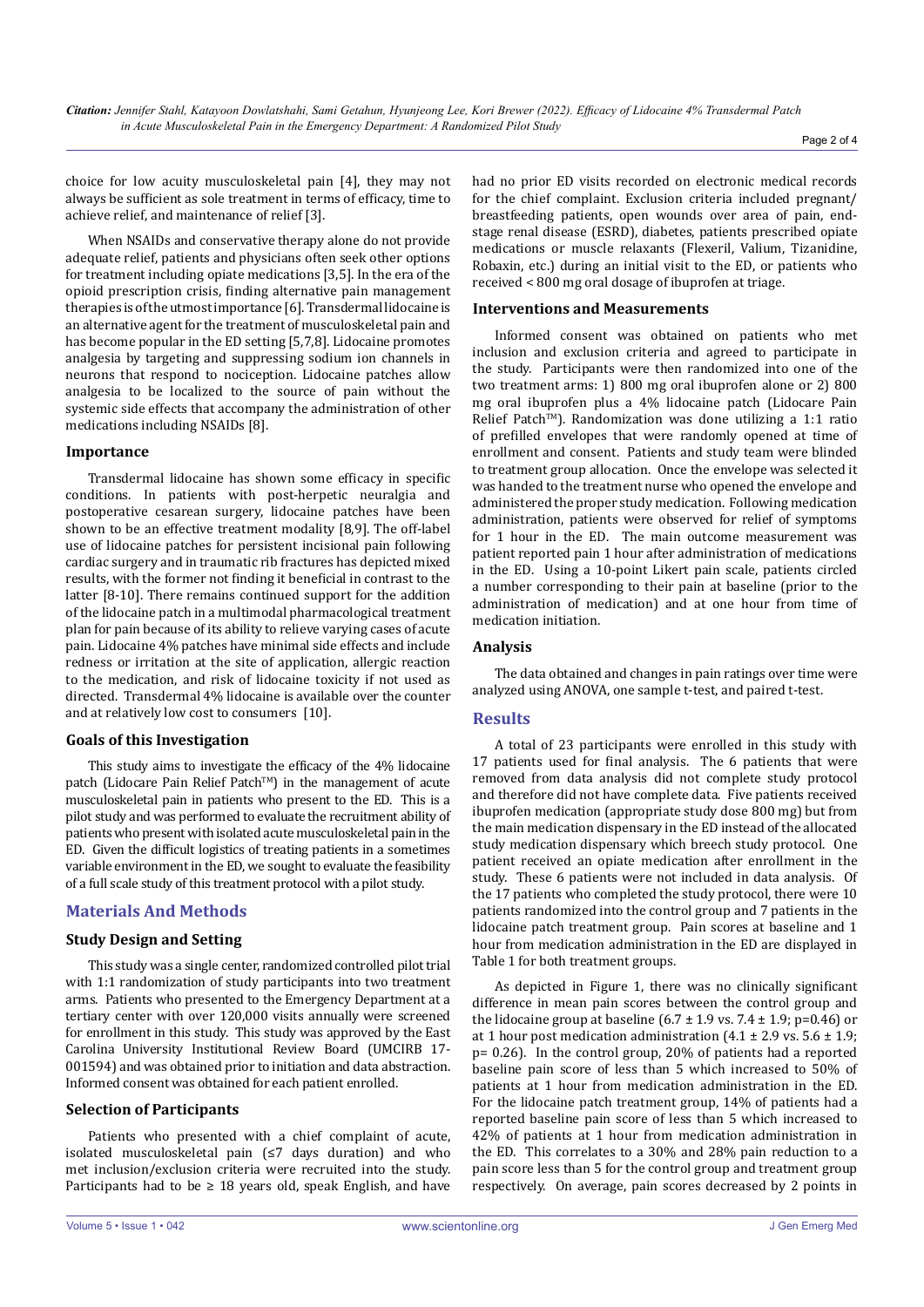choice for low acuity musculoskeletal pain [4], they may not always be sufficient as sole treatment in terms of efficacy, time to achieve relief, and maintenance of relief [3].

When NSAIDs and conservative therapy alone do not provide adequate relief, patients and physicians often seek other options for treatment including opiate medications [3,5]. In the era of the opioid prescription crisis, finding alternative pain management therapies is of the utmost importance [6]. Transdermal lidocaine is an alternative agent for the treatment of musculoskeletal pain and has become popular in the ED setting [5,7,8]. Lidocaine promotes analgesia by targeting and suppressing sodium ion channels in neurons that respond to nociception. Lidocaine patches allow analgesia to be localized to the source of pain without the systemic side effects that accompany the administration of other medications including NSAIDs [8].

### Importance

Transdermal lidocaine has shown some efficacy in specific conditions. In patients with post-herpetic neuralgia and postoperative cesarean surgery, lidocaine patches have been shown to be an effective treatment modality [8,9]. The off-label use of lidocaine patches for persistent incisional pain following cardiac surgery and in traumatic rib fractures has depicted mixed results, with the former not finding it beneficial in contrast to the latter [8-10]. There remains continued support for the addition of the lidocaine patch in a multimodal pharmacological treatment plan for pain because of its ability to relieve varying cases of acute pain. Lidocaine 4% patches have minimal side effects and include redness or irritation at the site of application, allergic reaction to the medication, and risk of lidocaine toxicity if not used as directed. Transdermal 4% lidocaine is available over the counter and at relatively low cost to consumers [10].

### Goals of this Investigation

This study aims to investigate the efficacy of the 4% lidocaine patch (Lidocare Pain Relief Patch™) in the management of acute musculoskeletal pain in patients who present to the ED. This is a pilot study and was performed to evaluate the recruitment ability of patients who present with isolated acute musculoskeletal pain in the ED. Given the difficult logistics of treating patients in a sometimes variable environment in the ED, we sought to evaluate the feasibility of a full scale study of this treatment protocol with a pilot study.

## Materials And Methods

### Study Design and Setting

This study was a single center, randomized controlled pilot trial with 1:1 randomization of study participants into two treatment arms. Patients who presented to the Emergency Department at a tertiary center with over 120,000 visits annually were screened for enrollment in this study. This study was approved by the East Carolina University Institutional Review Board (UMCIRB 17-001594) and was obtained prior to initiation and data abstraction. Informed consent was obtained for each patient enrolled.

### Selection of Participants

Patients who presented with a chief complaint of acute, isolated musculoskeletal pain (≤7 days duration) and who met inclusion/exclusion criteria were recruited into the study. Participants had to be ≥ 18 years old, speak English, and have had no prior ED visits recorded on electronic medical records for the chief complaint. Exclusion criteria included pregnant/breastfeeding patients, open wounds over area of pain, end-stage renal disease (ESRD), diabetes, patients prescribed opiate medications or muscle relaxants (Flexeril, Valium, Tizanidine, Robaxin, etc.) during an initial visit to the ED, or patients who received < 800 mg oral dosage of ibuprofen at triage.

### Interventions and Measurements

Informed consent was obtained on patients who met inclusion and exclusion criteria and agreed to participate in the study. Participants were then randomized into one of the two treatment arms: 1) 800 mg oral ibuprofen alone or 2) 800 mg oral ibuprofen plus a 4% lidocaine patch (Lidocare Pain Relief Patch™). Randomization was done utilizing a 1:1 ratio of prefilled envelopes that were randomly opened at time of enrollment and consent. Patients and study team were blinded to treatment group allocation. Once the envelope was selected it was handed to the treatment nurse who opened the envelope and administered the proper study medication. Following medication administration, patients were observed for relief of symptoms for 1 hour in the ED. The main outcome measurement was patient reported pain 1 hour after administration of medications in the ED. Using a 10-point Likert pain scale, patients circled a number corresponding to their pain at baseline (prior to the administration of medication) and at one hour from time of medication initiation.

### Analysis

The data obtained and changes in pain ratings over time were analyzed using ANOVA, one sample t-test, and paired t-test.

## Results

A total of 23 participants were enrolled in this study with 17 patients used for final analysis. The 6 patients that were removed from data analysis did not complete study protocol and therefore did not have complete data. Five patients received ibuprofen medication (appropriate study dose 800 mg) but from the main medication dispensary in the ED instead of the allocated study medication dispensary which breech study protocol. One patient received an opiate medication after enrollment in the study. These 6 patients were not included in data analysis. Of the 17 patients who completed the study protocol, there were 10 patients randomized into the control group and 7 patients in the lidocaine patch treatment group. Pain scores at baseline and 1 hour from medication administration in the ED are displayed in Table 1 for both treatment groups.

As depicted in Figure 1, there was no clinically significant difference in mean pain scores between the control group and the lidocaine group at baseline (6.7 ± 1.9 vs. 7.4 ± 1.9; p=0.46) or at 1 hour post medication administration (4.1 ± 2.9 vs. 5.6 ± 1.9; p= 0.26). In the control group, 20% of patients had a reported baseline pain score of less than 5 which increased to 50% of patients at 1 hour from medication administration in the ED. For the lidocaine patch treatment group, 14% of patients had a reported baseline pain score of less than 5 which increased to 42% of patients at 1 hour from medication administration in the ED. This correlates to a 30% and 28% pain reduction to a pain score less than 5 for the control group and treatment group respectively. On average, pain scores decreased by 2 points in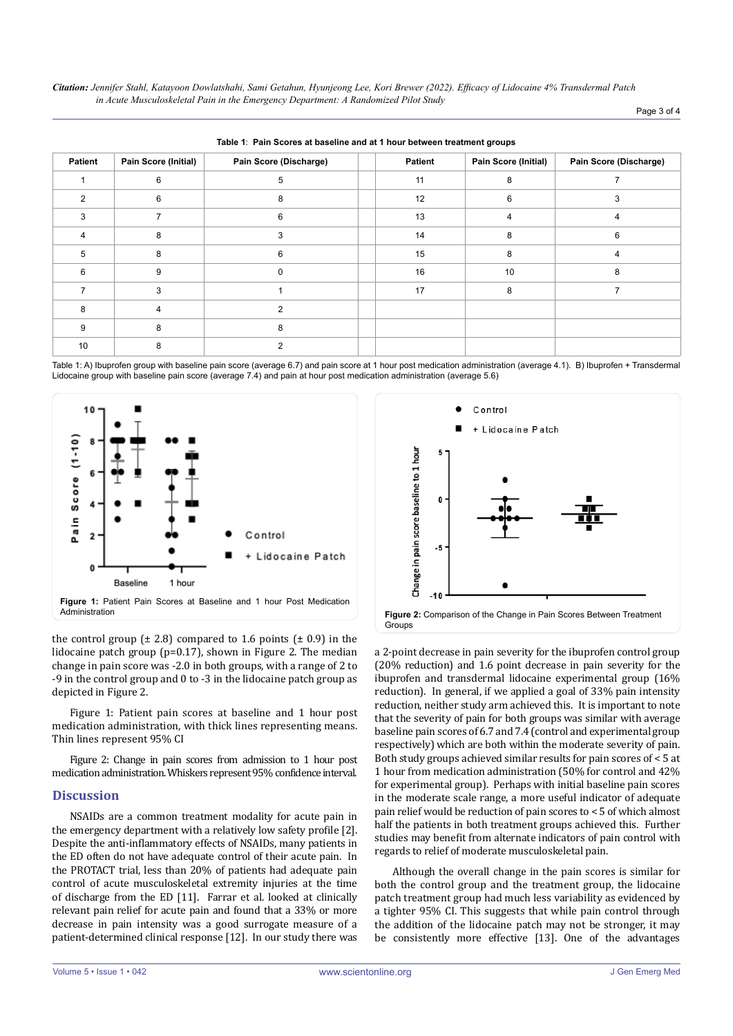**Table 1**: Pain Scores at baseline and at 1 hour between treatment groups

| Patient | Pain Score (Initial) | Pain Score (Discharge) | | Patient | Pain Score (Initial) | Pain Score (Discharge) |
|---|---|---|---|---|---|---|
| 1 | 6 | 5 | | 11 | 8 | 7 |
| 2 | 6 | 8 | | 12 | 6 | 3 |
| 3 | 7 | 6 | | 13 | 4 | 4 |
| 4 | 8 | 3 | | 14 | 8 | 6 |
| 5 | 8 | 6 | | 15 | 8 | 4 |
| 6 | 9 | 0 | | 16 | 10 | 8 |
| 7 | 3 | 1 | | 17 | 8 | 7 |
| 8 | 4 | 2 | | | | |
| 9 | 8 | 8 | | | | |
| 10 | 8 | 2 | | | | |

Table 1: A) Ibuprofen group with baseline pain score (average 6.7) and pain score at 1 hour post medication administration (average 4.1). B) Ibuprofen + Transdermal Lidocaine group with baseline pain score (average 7.4) and pain at hour post medication administration (average 5.6)

**Figure 1:** Patient Pain Scores at Baseline and 1 hour Post Medication Administration

**Figure 2:** Comparison of the Change in Pain Scores Between Treatment Groups

the control group (± 2.8) compared to 1.6 points (± 0.9) in the lidocaine patch group (p=0.17), shown in Figure 2. The median change in pain score was -2.0 in both groups, with a range of 2 to -9 in the control group and 0 to -3 in the lidocaine patch group as depicted in Figure 2.

Figure 1: Patient pain scores at baseline and 1 hour post medication administration, with thick lines representing means. Thin lines represent 95% CI

Figure 2: Change in pain scores from admission to 1 hour post medication administration. Whiskers represent 95% confidence interval.

## Discussion

NSAIDs are a common treatment modality for acute pain in the emergency department with a relatively low safety profile [2]. Despite the anti-inflammatory effects of NSAIDs, many patients in the ED often do not have adequate control of their acute pain. In the PROTACT trial, less than 20% of patients had adequate pain control of acute musculoskeletal extremity injuries at the time of discharge from the ED [11]. Farrar et al. looked at clinically relevant pain relief for acute pain and found that a 33% or more decrease in pain intensity was a good surrogate measure of a patient-determined clinical response [12]. In our study there was a 2-point decrease in pain severity for the ibuprofen control group (20% reduction) and 1.6 point decrease in pain severity for the ibuprofen and transdermal lidocaine experimental group (16% reduction). In general, if we applied a goal of 33% pain intensity reduction, neither study arm achieved this. It is important to note that the severity of pain for both groups was similar with average baseline pain scores of 6.7 and 7.4 (control and experimental group respectively) which are both within the moderate severity of pain. Both study groups achieved similar results for pain scores of < 5 at 1 hour from medication administration (50% for control and 42% for experimental group). Perhaps with initial baseline pain scores in the moderate scale range, a more useful indicator of adequate pain relief would be reduction of pain scores to < 5 of which almost half the patients in both treatment groups achieved this. Further studies may benefit from alternate indicators of pain control with regards to relief of moderate musculoskeletal pain.

Although the overall change in the pain scores is similar for both the control group and the treatment group, the lidocaine patch treatment group had much less variability as evidenced by a tighter 95% CI. This suggests that while pain control through the addition of the lidocaine patch may not be stronger, it may be consistently more effective [13]. One of the advantages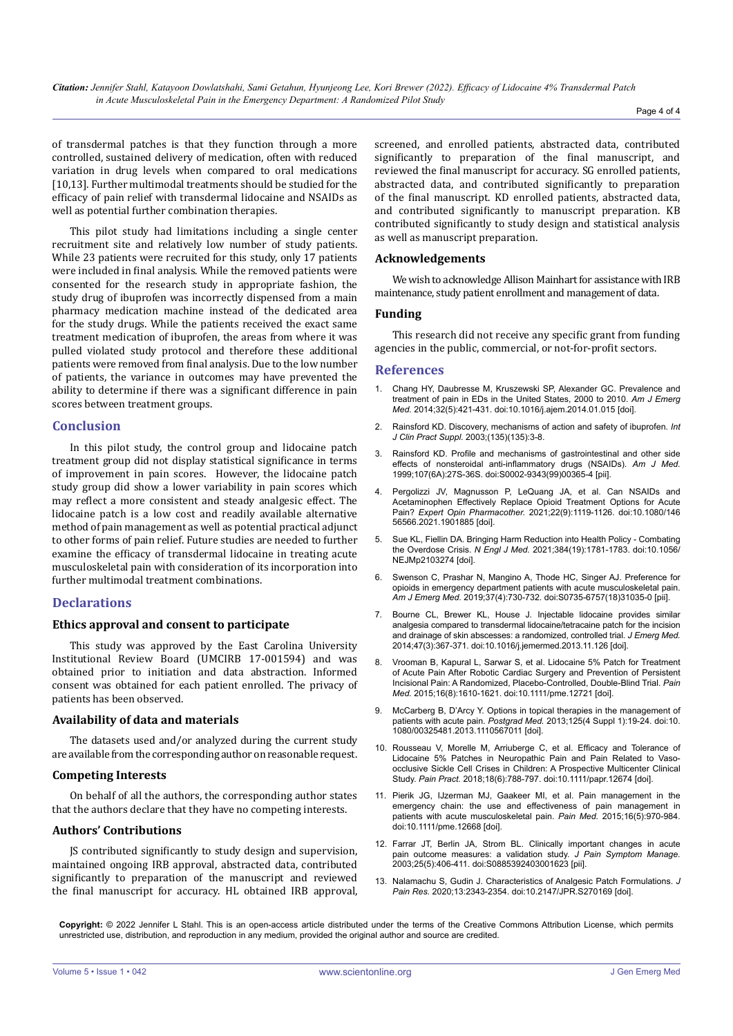of transdermal patches is that they function through a more controlled, sustained delivery of medication, often with reduced variation in drug levels when compared to oral medications [10,13]. Further multimodal treatments should be studied for the efficacy of pain relief with transdermal lidocaine and NSAIDs as well as potential further combination therapies.

This pilot study had limitations including a single center recruitment site and relatively low number of study patients. While 23 patients were recruited for this study, only 17 patients were included in final analysis. While the removed patients were consented for the research study in appropriate fashion, the study drug of ibuprofen was incorrectly dispensed from a main pharmacy medication machine instead of the dedicated area for the study drugs. While the patients received the exact same treatment medication of ibuprofen, the areas from where it was pulled violated study protocol and therefore these additional patients were removed from final analysis. Due to the low number of patients, the variance in outcomes may have prevented the ability to determine if there was a significant difference in pain scores between treatment groups.

## Conclusion

In this pilot study, the control group and lidocaine patch treatment group did not display statistical significance in terms of improvement in pain scores. However, the lidocaine patch study group did show a lower variability in pain scores which may reflect a more consistent and steady analgesic effect. The lidocaine patch is a low cost and readily available alternative method of pain management as well as potential practical adjunct to other forms of pain relief. Future studies are needed to further examine the efficacy of transdermal lidocaine in treating acute musculoskeletal pain with consideration of its incorporation into further multimodal treatment combinations.

## Declarations

### Ethics approval and consent to participate

This study was approved by the East Carolina University Institutional Review Board (UMCIRB 17-001594) and was obtained prior to initiation and data abstraction. Informed consent was obtained for each patient enrolled. The privacy of patients has been observed.

### Availability of data and materials

The datasets used and/or analyzed during the current study are available from the corresponding author on reasonable request.

### Competing Interests

On behalf of all the authors, the corresponding author states that the authors declare that they have no competing interests.

### Authors' Contributions

JS contributed significantly to study design and supervision, maintained ongoing IRB approval, abstracted data, contributed significantly to preparation of the manuscript and reviewed the final manuscript for accuracy. HL obtained IRB approval, screened, and enrolled patients, abstracted data, contributed significantly to preparation of the final manuscript, and reviewed the final manuscript for accuracy. SG enrolled patients, abstracted data, and contributed significantly to preparation of the final manuscript. KD enrolled patients, abstracted data, and contributed significantly to manuscript preparation. KB contributed significantly to study design and statistical analysis as well as manuscript preparation.

### Acknowledgements

We wish to acknowledge Allison Mainhart for assistance with IRB maintenance, study patient enrollment and management of data.

### Funding

This research did not receive any specific grant from funding agencies in the public, commercial, or not-for-profit sectors.

## References

1. Chang HY, Daubresse M, Kruszewski SP, Alexander GC. Prevalence and treatment of pain in EDs in the United States, 2000 to 2010. *Am J Emerg Med.* 2014;32(5):421-431. doi:10.1016/j.ajem.2014.01.015 [doi].
2. Rainsford KD. Discovery, mechanisms of action and safety of ibuprofen. *Int J Clin Pract Suppl.* 2003;(135)(135):3-8.
3. Rainsford KD. Profile and mechanisms of gastrointestinal and other side effects of nonsteroidal anti-inflammatory drugs (NSAIDs). *Am J Med.* 1999;107(6A):27S-36S. doi:S0002-9343(99)00365-4 [pii].
4. Pergolizzi JV, Magnusson P, LeQuang JA, et al. Can NSAIDs and Acetaminophen Effectively Replace Opioid Treatment Options for Acute Pain? *Expert Opin Pharmacother.* 2021;22(9):1119-1126. doi:10.1080/14656566.2021.1901885 [doi].
5. Sue KL, Fiellin DA. Bringing Harm Reduction into Health Policy - Combating the Overdose Crisis. *N Engl J Med.* 2021;384(19):1781-1783. doi:10.1056/NEJMp2103274 [doi].
6. Swenson C, Prashar N, Mangino A, Thode HC, Singer AJ. Preference for opioids in emergency department patients with acute musculoskeletal pain. *Am J Emerg Med.* 2019;37(4):730-732. doi:S0735-6757(18)31035-0 [pii].
7. Bourne CL, Brewer KL, House J. Injectable lidocaine provides similar analgesia compared to transdermal lidocaine/tetracaine patch for the incision and drainage of skin abscesses: a randomized, controlled trial. *J Emerg Med.* 2014;47(3):367-371. doi:10.1016/j.jemermed.2013.11.126 [doi].
8. Vrooman B, Kapural L, Sarwar S, et al. Lidocaine 5% Patch for Treatment of Acute Pain After Robotic Cardiac Surgery and Prevention of Persistent Incisional Pain: A Randomized, Placebo-Controlled, Double-Blind Trial. *Pain Med.* 2015;16(8):1610-1621. doi:10.1111/pme.12721 [doi].
9. McCarberg B, D'Arcy Y. Options in topical therapies in the management of patients with acute pain. *Postgrad Med.* 2013;125(4 Suppl 1):19-24. doi:10.1080/00325481.2013.1110567011 [doi].
10. Rousseau V, Morelle M, Arriuberge C, et al. Efficacy and Tolerance of Lidocaine 5% Patches in Neuropathic Pain and Pain Related to Vaso-occlusive Sickle Cell Crises in Children: A Prospective Multicenter Clinical Study. *Pain Pract.* 2018;18(6):788-797. doi:10.1111/papr.12674 [doi].
11. Pierik JG, IJzerman MJ, Gaakeer MI, et al. Pain management in the emergency chain: the use and effectiveness of pain management in patients with acute musculoskeletal pain. *Pain Med.* 2015;16(5):970-984. doi:10.1111/pme.12668 [doi].
12. Farrar JT, Berlin JA, Strom BL. Clinically important changes in acute pain outcome measures: a validation study. *J Pain Symptom Manage.* 2003;25(5):406-411. doi:S0885392403001623 [pii].
13. Nalamachu S, Gudin J. Characteristics of Analgesic Patch Formulations. *J Pain Res.* 2020;13:2343-2354. doi:10.2147/JPR.S270169 [doi].

**Copyright:** © 2022 Jennifer L Stahl. This is an open-access article distributed under the terms of the Creative Commons Attribution License, which permits unrestricted use, distribution, and reproduction in any medium, provided the original author and source are credited.